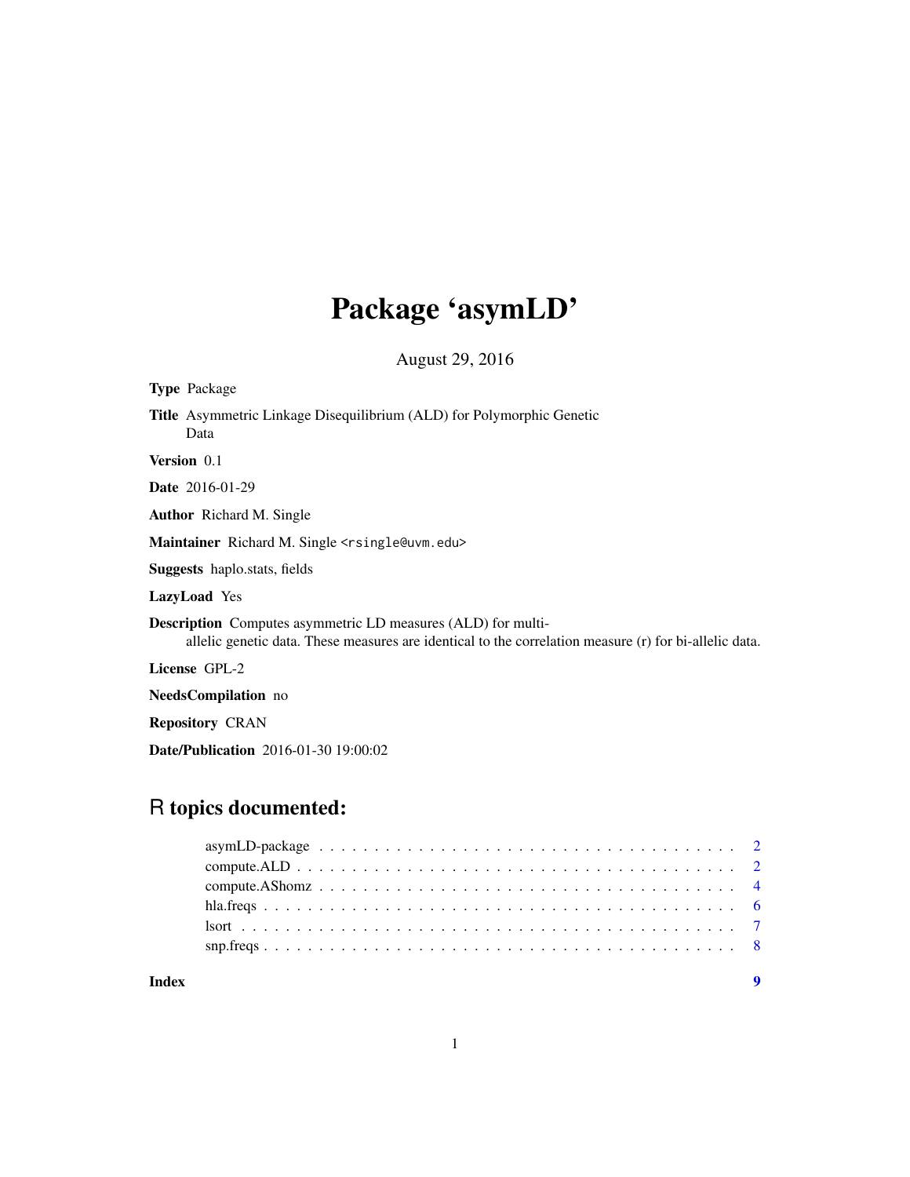# Package 'asymLD'

August 29, 2016

**Type** Package

**Title** Asymmetric Linkage Disequilibrium (ALD) for Polymorphic Genetic Data

**Version** 0.1

**Date** 2016-01-29

**Author** Richard M. Single

**Maintainer** Richard M. Single <rsingle@uvm.edu>

**Suggests** haplo.stats, fields

**LazyLoad** Yes

**Description** Computes asymmetric LD measures (ALD) for multi-allelic genetic data. These measures are identical to the correlation measure (r) for bi-allelic data.

**License** GPL-2

**NeedsCompilation** no

**Repository** CRAN

**Date/Publication** 2016-01-30 19:00:02

## R topics documented:

- asymLD-package . . . . . . . . . . . . . . . . . . . . . . . . . . . . . . . . . . . . 2
- compute.ALD . . . . . . . . . . . . . . . . . . . . . . . . . . . . . . . . . . . . . . 2
- compute.AShomz . . . . . . . . . . . . . . . . . . . . . . . . . . . . . . . . . . . . 4
- hla.freqs . . . . . . . . . . . . . . . . . . . . . . . . . . . . . . . . . . . . . . . . 6
- lsort . . . . . . . . . . . . . . . . . . . . . . . . . . . . . . . . . . . . . . . . . . 7
- snp.freqs . . . . . . . . . . . . . . . . . . . . . . . . . . . . . . . . . . . . . . . . 8

**Index** **9**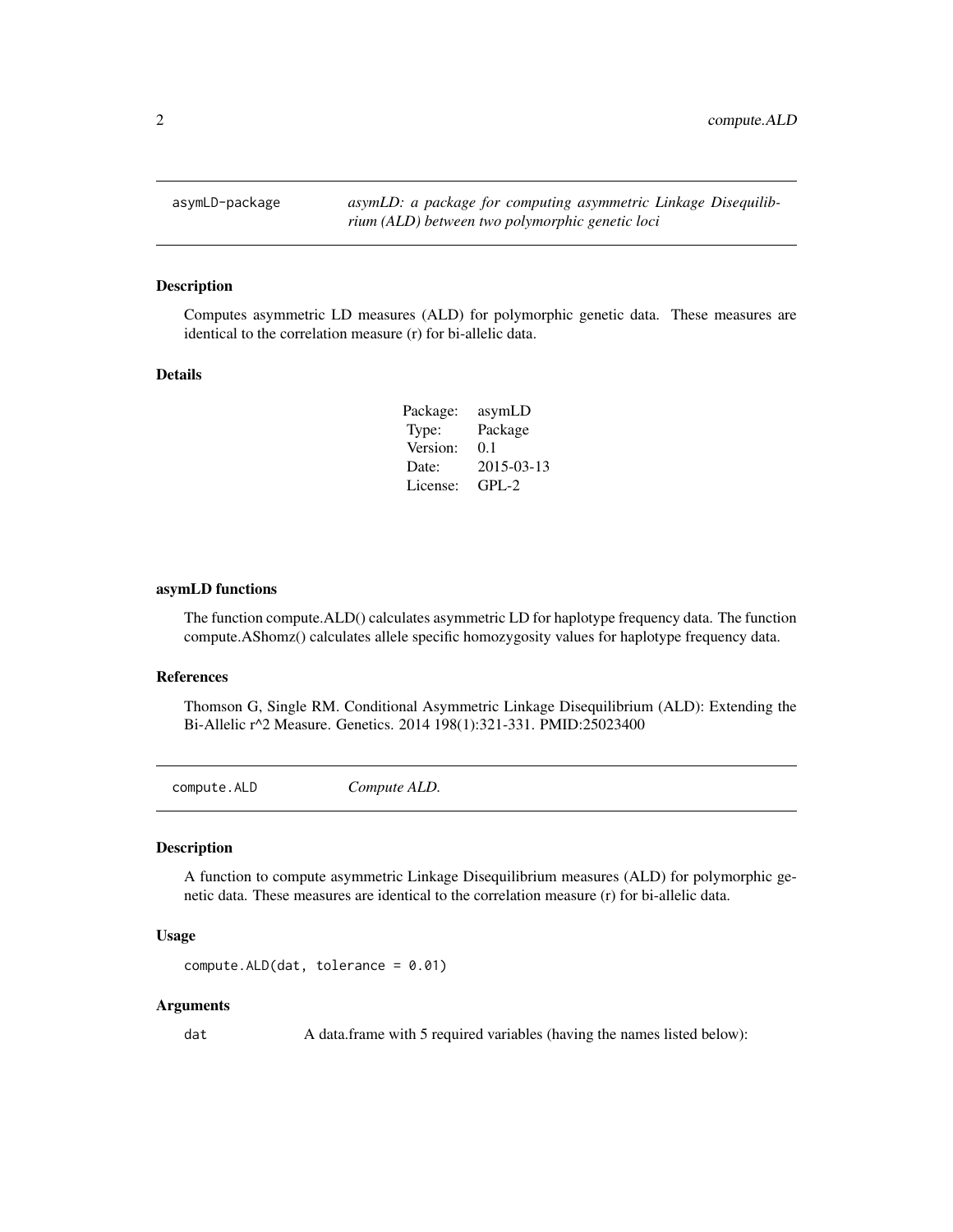## asymLD-package — *asymLD: a package for computing asymmetric Linkage Disequilibrium (ALD) between two polymorphic genetic loci*

### Description

Computes asymmetric LD measures (ALD) for polymorphic genetic data. These measures are identical to the correlation measure (r) for bi-allelic data.

### Details

| | |
|---|---|
| Package: | asymLD |
| Type: | Package |
| Version: | 0.1 |
| Date: | 2015-03-13 |
| License: | GPL-2 |

### asymLD functions

The function compute.ALD() calculates asymmetric LD for haplotype frequency data. The function compute.AShomz() calculates allele specific homozygosity values for haplotype frequency data.

### References

Thomson G, Single RM. Conditional Asymmetric Linkage Disequilibrium (ALD): Extending the Bi-Allelic r^2 Measure. Genetics. 2014 198(1):321-331. PMID:25023400

## compute.ALD — *Compute ALD.*

### Description

A function to compute asymmetric Linkage Disequilibrium measures (ALD) for polymorphic genetic data. These measures are identical to the correlation measure (r) for bi-allelic data.

### Usage

```
compute.ALD(dat, tolerance = 0.01)
```

### Arguments

`dat` A data.frame with 5 required variables (having the names listed below):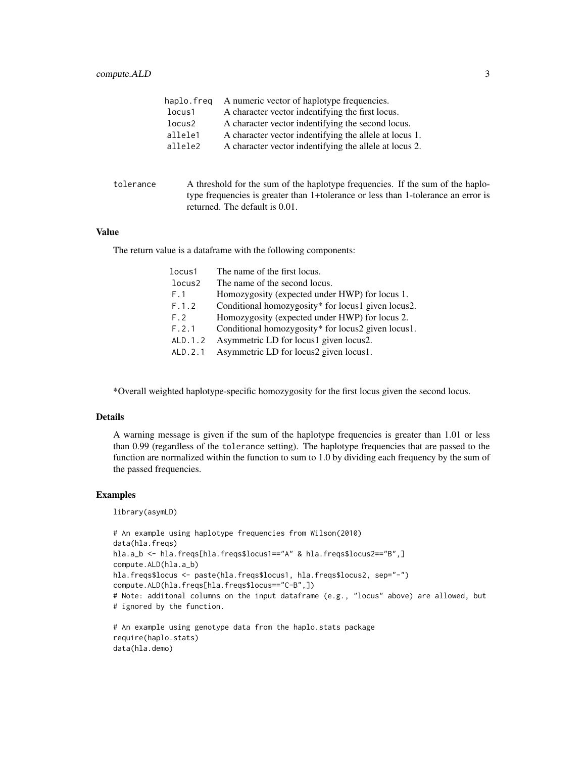| | |
|---|---|
| haplo.freq | A numeric vector of haplotype frequencies. |
| locus1 | A character vector indentifying the first locus. |
| locus2 | A character vector indentifying the second locus. |
| allele1 | A character vector indentifying the allele at locus 1. |
| allele2 | A character vector indentifying the allele at locus 2. |

tolerance: A threshold for the sum of the haplotype frequencies. If the sum of the haplotype frequencies is greater than 1+tolerance or less than 1-tolerance an error is returned. The default is 0.01.

### Value

The return value is a dataframe with the following components:

| | |
|---|---|
| locus1 | The name of the first locus. |
| locus2 | The name of the second locus. |
| F.1 | Homozygosity (expected under HWP) for locus 1. |
| F.1.2 | Conditional homozygosity* for locus1 given locus2. |
| F.2 | Homozygosity (expected under HWP) for locus 2. |
| F.2.1 | Conditional homozygosity* for locus2 given locus1. |
| ALD.1.2 | Asymmetric LD for locus1 given locus2. |
| ALD.2.1 | Asymmetric LD for locus2 given locus1. |

*Overall weighted haplotype-specific homozygosity for the first locus given the second locus.

### Details

A warning message is given if the sum of the haplotype frequencies is greater than 1.01 or less than 0.99 (regardless of the tolerance setting). The haplotype frequencies that are passed to the function are normalized within the function to sum to 1.0 by dividing each frequency by the sum of the passed frequencies.

### Examples

```
library(asymLD)

# An example using haplotype frequencies from Wilson(2010)
data(hla.freqs)
hla.a_b <- hla.freqs[hla.freqs$locus1=="A" & hla.freqs$locus2=="B",]
compute.ALD(hla.a_b)
hla.freqs$locus <- paste(hla.freqs$locus1, hla.freqs$locus2, sep="-")
compute.ALD(hla.freqs[hla.freqs$locus=="C-B",])
# Note: additonal columns on the input dataframe (e.g., "locus" above) are allowed, but
# ignored by the function.

# An example using genotype data from the haplo.stats package
require(haplo.stats)
data(hla.demo)
```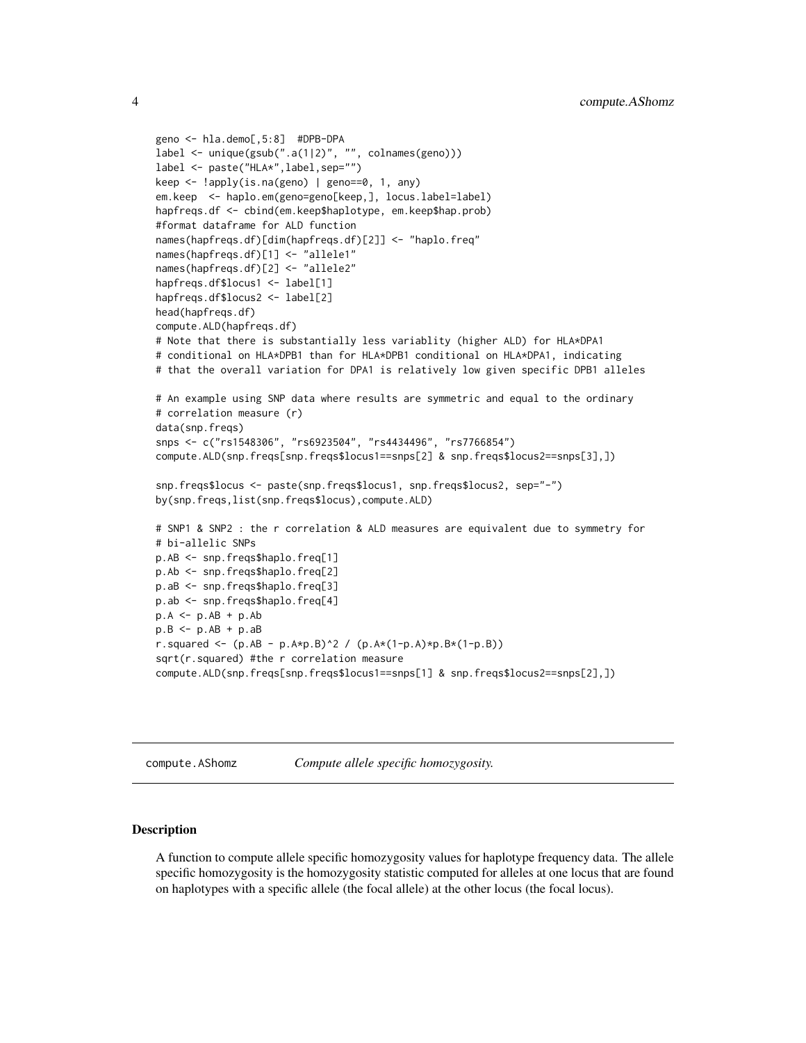```
geno <- hla.demo[,5:8]  #DPB-DPA
label <- unique(gsub(".a(1|2)", "", colnames(geno)))
label <- paste("HLA*",label,sep="")
keep <- !apply(is.na(geno) | geno==0, 1, any)
em.keep  <- haplo.em(geno=geno[keep,], locus.label=label)
hapfreqs.df <- cbind(em.keep$haplotype, em.keep$hap.prob)
#format dataframe for ALD function
names(hapfreqs.df)[dim(hapfreqs.df)[2]] <- "haplo.freq"
names(hapfreqs.df)[1] <- "allele1"
names(hapfreqs.df)[2] <- "allele2"
hapfreqs.df$locus1 <- label[1]
hapfreqs.df$locus2 <- label[2]
head(hapfreqs.df)
compute.ALD(hapfreqs.df)
# Note that there is substantially less variablity (higher ALD) for HLA*DPA1
# conditional on HLA*DPB1 than for HLA*DPB1 conditional on HLA*DPA1, indicating
# that the overall variation for DPA1 is relatively low given specific DPB1 alleles

# An example using SNP data where results are symmetric and equal to the ordinary
# correlation measure (r)
data(snp.freqs)
snps <- c("rs1548306", "rs6923504", "rs4434496", "rs7766854")
compute.ALD(snp.freqs[snp.freqs$locus1==snps[2] & snp.freqs$locus2==snps[3],])

snp.freqs$locus <- paste(snp.freqs$locus1, snp.freqs$locus2, sep="-")
by(snp.freqs,list(snp.freqs$locus),compute.ALD)

# SNP1 & SNP2 : the r correlation & ALD measures are equivalent due to symmetry for
# bi-allelic SNPs
p.AB <- snp.freqs$haplo.freq[1]
p.Ab <- snp.freqs$haplo.freq[2]
p.aB <- snp.freqs$haplo.freq[3]
p.ab <- snp.freqs$haplo.freq[4]
p.A <- p.AB + p.Ab
p.B <- p.AB + p.aB
r.squared <- (p.AB - p.A*p.B)^2 / (p.A*(1-p.A)*p.B*(1-p.B))
sqrt(r.squared) #the r correlation measure
compute.ALD(snp.freqs[snp.freqs$locus1==snps[1] & snp.freqs$locus2==snps[2],])
```

---

## compute.AShomz — *Compute allele specific homozygosity.*

### Description

A function to compute allele specific homozygosity values for haplotype frequency data. The allele specific homozygosity is the homozygosity statistic computed for alleles at one locus that are found on haplotypes with a specific allele (the focal allele) at the other locus (the focal locus).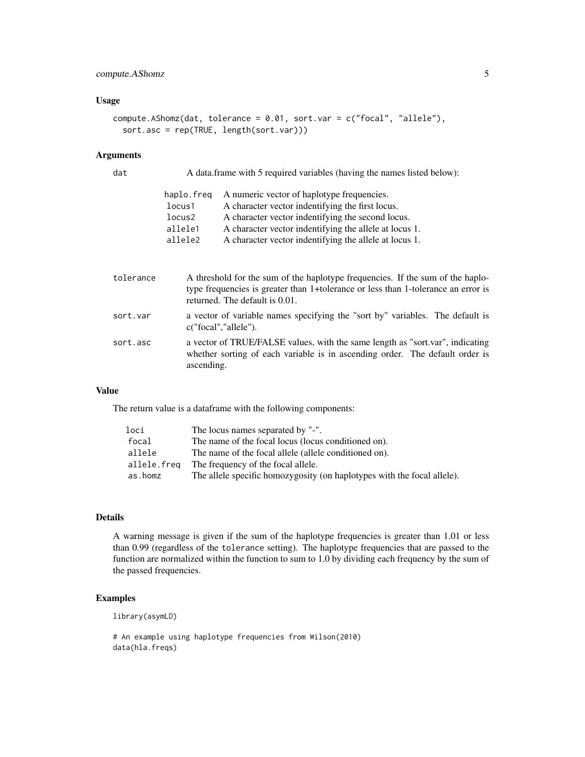### Usage

```
compute.AShomz(dat, tolerance = 0.01, sort.var = c("focal", "allele"),
  sort.asc = rep(TRUE, length(sort.var)))
```

### Arguments

| | |
|---|---|
| dat | A data.frame with 5 required variables (having the names listed below): |

| | |
|---|---|
| haplo.freq | A numeric vector of haplotype frequencies. |
| locus1 | A character vector indentifying the first locus. |
| locus2 | A character vector indentifying the second locus. |
| allele1 | A character vector indentifying the allele at locus 1. |
| allele2 | A character vector indentifying the allele at locus 1. |

| | |
|---|---|
| tolerance | A threshold for the sum of the haplotype frequencies. If the sum of the haplotype frequencies is greater than 1+tolerance or less than 1-tolerance an error is returned. The default is 0.01. |
| sort.var | a vector of variable names specifying the "sort by" variables. The default is c("focal","allele"). |
| sort.asc | a vector of TRUE/FALSE values, with the same length as "sort.var", indicating whether sorting of each variable is in ascending order. The default order is ascending. |

### Value

The return value is a dataframe with the following components:

| | |
|---|---|
| loci | The locus names separated by "-". |
| focal | The name of the focal locus (locus conditioned on). |
| allele | The name of the focal allele (allele conditioned on). |
| allele.freq | The frequency of the focal allele. |
| as.homz | The allele specific homozygosity (on haplotypes with the focal allele). |

### Details

A warning message is given if the sum of the haplotype frequencies is greater than 1.01 or less than 0.99 (regardless of the `tolerance` setting). The haplotype frequencies that are passed to the function are normalized within the function to sum to 1.0 by dividing each frequency by the sum of the passed frequencies.

### Examples

```
library(asymLD)

# An example using haplotype frequencies from Wilson(2010)
data(hla.freqs)
```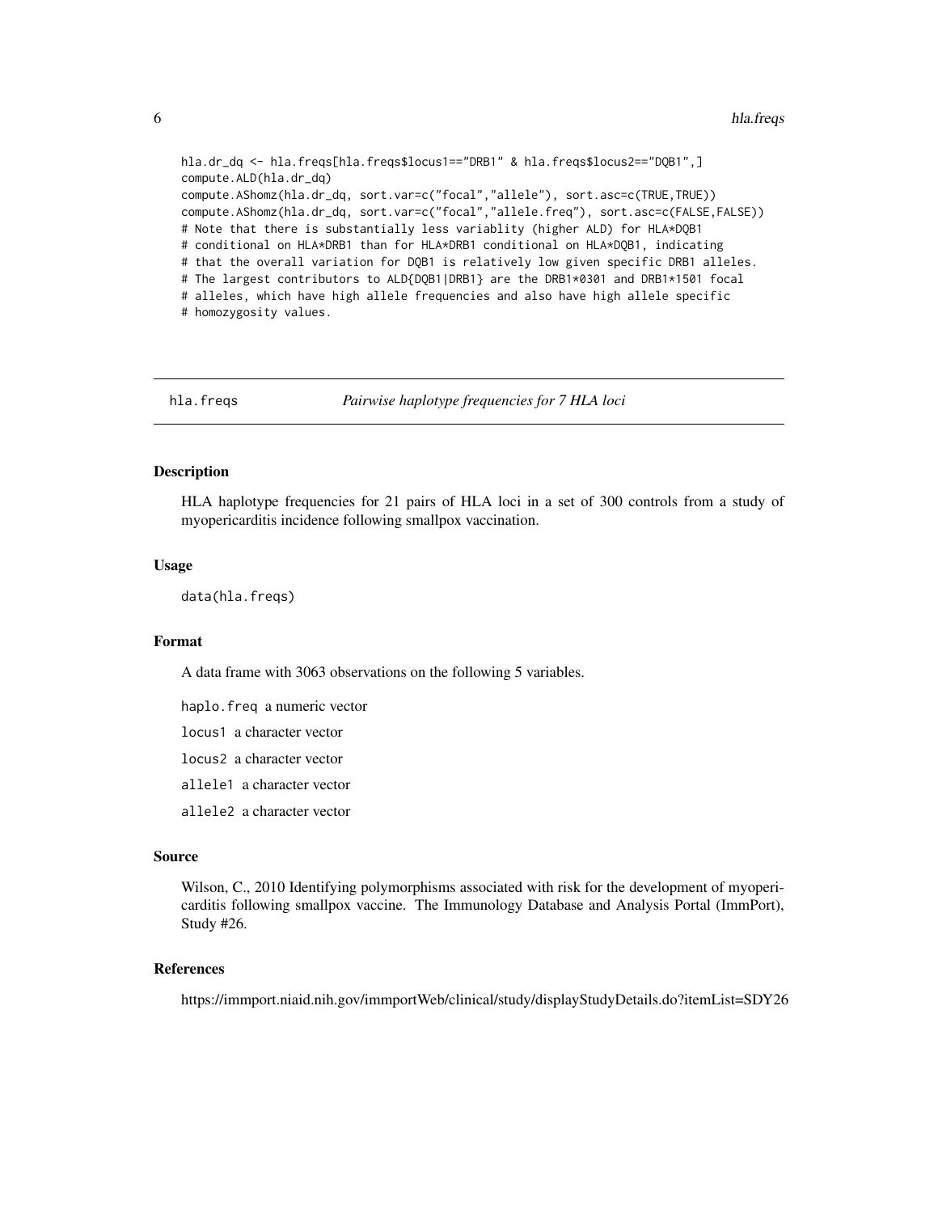```
hla.dr_dq <- hla.freqs[hla.freqs$locus1=="DRB1" & hla.freqs$locus2=="DQB1",]
compute.ALD(hla.dr_dq)
compute.AShomz(hla.dr_dq, sort.var=c("focal","allele"), sort.asc=c(TRUE,TRUE))
compute.AShomz(hla.dr_dq, sort.var=c("focal","allele.freq"), sort.asc=c(FALSE,FALSE))
# Note that there is substantially less variablity (higher ALD) for HLA*DQB1
# conditional on HLA*DRB1 than for HLA*DRB1 conditional on HLA*DQB1, indicating
# that the overall variation for DQB1 is relatively low given specific DRB1 alleles.
# The largest contributors to ALD{DQB1|DRB1} are the DRB1*0301 and DRB1*1501 focal
# alleles, which have high allele frequencies and also have high allele specific
# homozygosity values.
```

## hla.freqs — *Pairwise haplotype frequencies for 7 HLA loci*

### Description

HLA haplotype frequencies for 21 pairs of HLA loci in a set of 300 controls from a study of myopericarditis incidence following smallpox vaccination.

### Usage

```
data(hla.freqs)
```

### Format

A data frame with 3063 observations on the following 5 variables.

- `haplo.freq` a numeric vector
- `locus1` a character vector
- `locus2` a character vector
- `allele1` a character vector
- `allele2` a character vector

### Source

Wilson, C., 2010 Identifying polymorphisms associated with risk for the development of myopericarditis following smallpox vaccine. The Immunology Database and Analysis Portal (ImmPort), Study #26.

### References

https://immport.niaid.nih.gov/immportWeb/clinical/study/displayStudyDetails.do?itemList=SDY26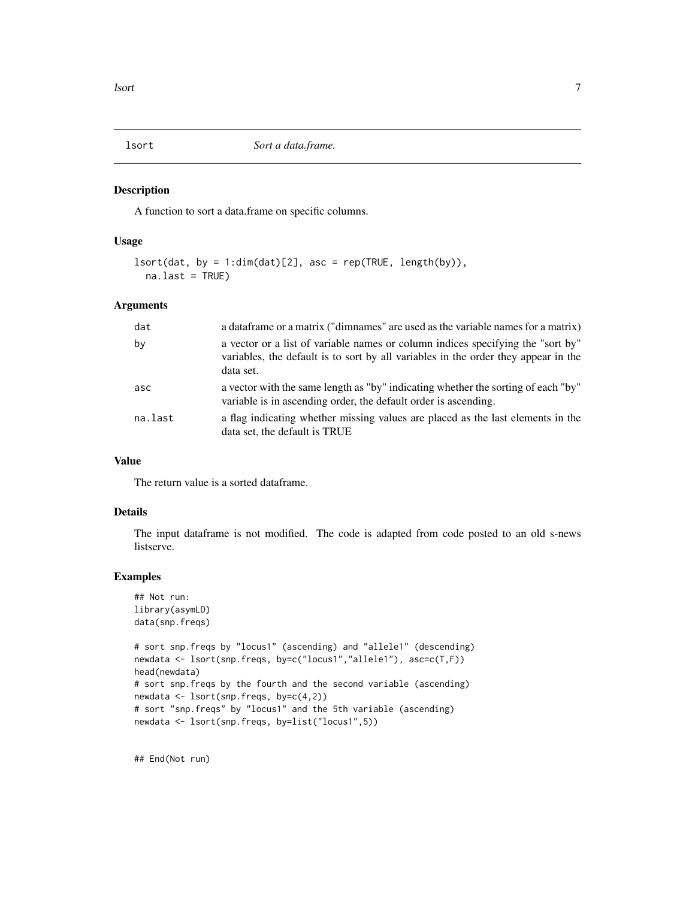# lsort — *Sort a data.frame.*

## Description

A function to sort a data.frame on specific columns.

## Usage

```
lsort(dat, by = 1:dim(dat)[2], asc = rep(TRUE, length(by)),
  na.last = TRUE)
```

## Arguments

| | |
|---|---|
| dat | a dataframe or a matrix ("dimnames" are used as the variable names for a matrix) |
| by | a vector or a list of variable names or column indices specifying the "sort by" variables, the default is to sort by all variables in the order they appear in the data set. |
| asc | a vector with the same length as "by" indicating whether the sorting of each "by" variable is in ascending order, the default order is ascending. |
| na.last | a flag indicating whether missing values are placed as the last elements in the data set, the default is TRUE |

## Value

The return value is a sorted dataframe.

## Details

The input dataframe is not modified. The code is adapted from code posted to an old s-news listserve.

## Examples

```
## Not run:
library(asymLD)
data(snp.freqs)

# sort snp.freqs by "locus1" (ascending) and "allele1" (descending)
newdata <- lsort(snp.freqs, by=c("locus1","allele1"), asc=c(T,F))
head(newdata)
# sort snp.freqs by the fourth and the second variable (ascending)
newdata <- lsort(snp.freqs, by=c(4,2))
# sort "snp.freqs" by "locus1" and the 5th variable (ascending)
newdata <- lsort(snp.freqs, by=list("locus1",5))


## End(Not run)
```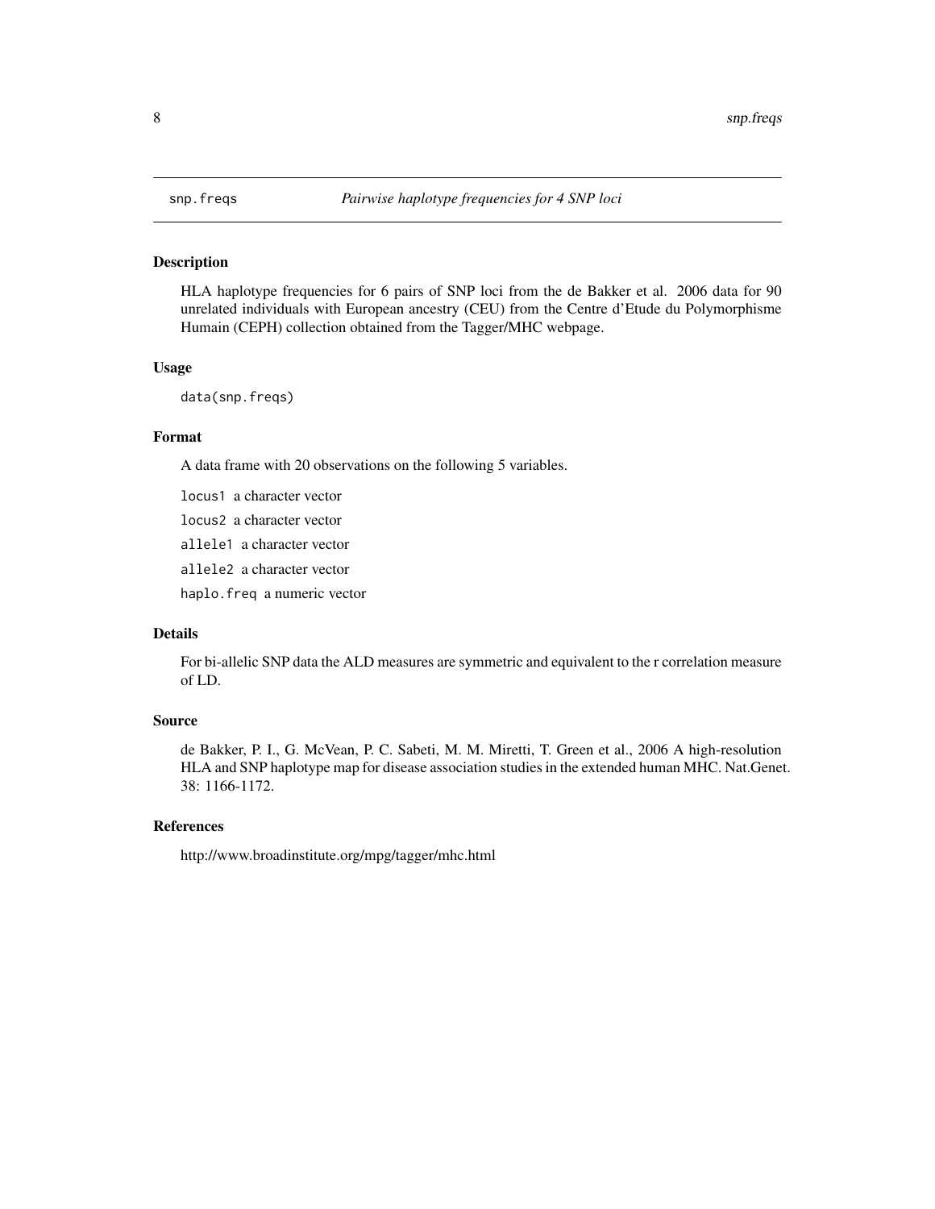snp.freqs *Pairwise haplotype frequencies for 4 SNP loci*

## Description

HLA haplotype frequencies for 6 pairs of SNP loci from the de Bakker et al. 2006 data for 90 unrelated individuals with European ancestry (CEU) from the Centre d'Etude du Polymorphisme Humain (CEPH) collection obtained from the Tagger/MHC webpage.

## Usage

```
data(snp.freqs)
```

## Format

A data frame with 20 observations on the following 5 variables.

`locus1` a character vector

`locus2` a character vector

`allele1` a character vector

`allele2` a character vector

`haplo.freq` a numeric vector

## Details

For bi-allelic SNP data the ALD measures are symmetric and equivalent to the r correlation measure of LD.

## Source

de Bakker, P. I., G. McVean, P. C. Sabeti, M. M. Miretti, T. Green et al., 2006 A high-resolution HLA and SNP haplotype map for disease association studies in the extended human MHC. Nat.Genet. 38: 1166-1172.

## References

http://www.broadinstitute.org/mpg/tagger/mhc.html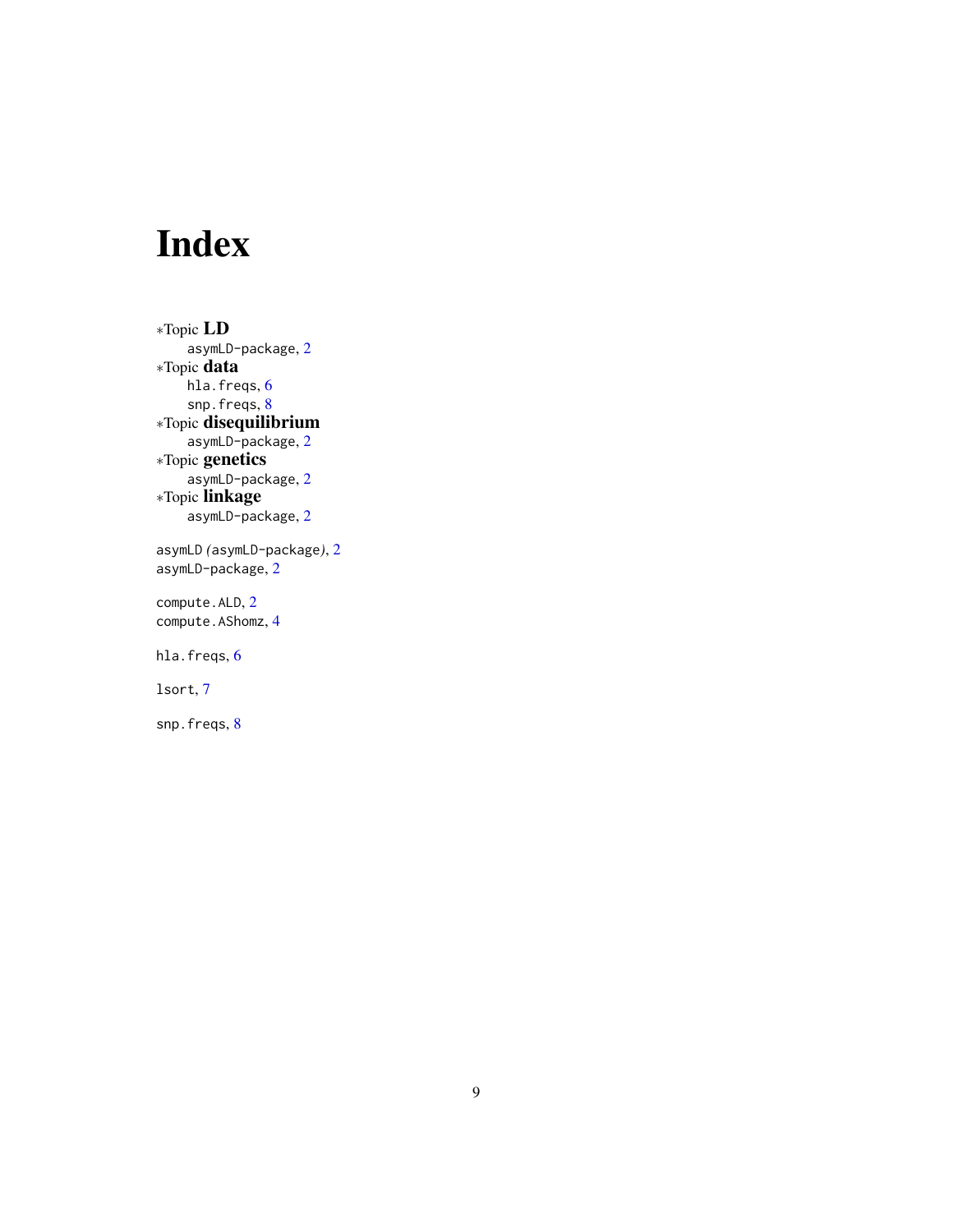# Index

*Topic **LD**
    asymLD-package, 2
*Topic **data**
    hla.freqs, 6
    snp.freqs, 8
*Topic **disequilibrium**
    asymLD-package, 2
*Topic **genetics**
    asymLD-package, 2
*Topic **linkage**
    asymLD-package, 2

asymLD (asymLD-package), 2
asymLD-package, 2

compute.ALD, 2
compute.AShomz, 4

hla.freqs, 6

lsort, 7

snp.freqs, 8